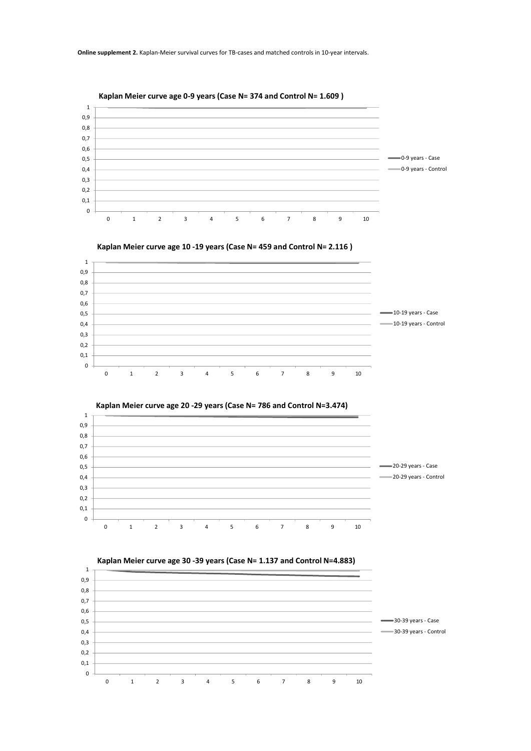**Online supplement 2.** Kaplan-Meier survival curves for TB-cases and matched controls in 10-year intervals.

**Kaplan Meier curve age 0-9 years (Case N= 374 and Control N= 1.609 )**

0-9 years - Case
0-9 years - Control

**Kaplan Meier curve age 10 -19 years (Case N= 459 and Control N= 2.116 )**

10-19 years - Case
10-19 years - Control

**Kaplan Meier curve age 20 -29 years (Case N= 786 and Control N=3.474)**

20-29 years - Case
20-29 years - Control

**Kaplan Meier curve age 30 -39 years (Case N= 1.137 and Control N=4.883)**

30-39 years - Case
30-39 years - Control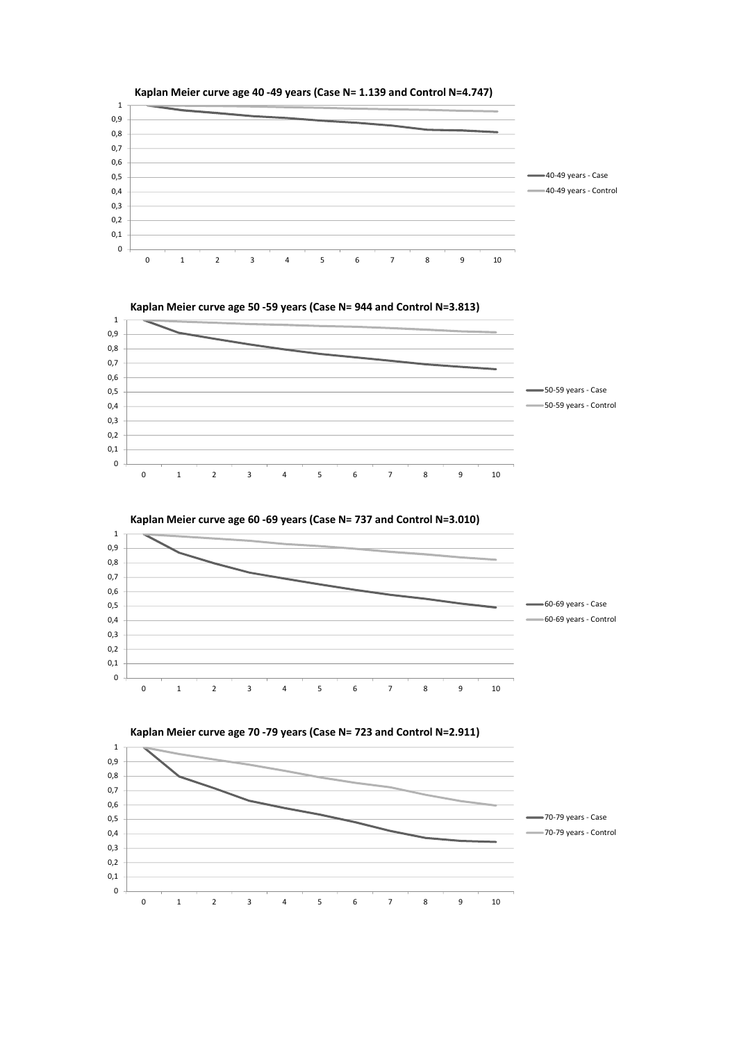**Kaplan Meier curve age 40 -49 years (Case N= 1.139 and Control N=4.747)**

- 40-49 years - Case
- 40-49 years - Control

**Kaplan Meier curve age 50 -59 years (Case N= 944 and Control N=3.813)**

- 50-59 years - Case
- 50-59 years - Control

**Kaplan Meier curve age 60 -69 years (Case N= 737 and Control N=3.010)**

- 60-69 years - Case
- 60-69 years - Control

**Kaplan Meier curve age 70 -79 years (Case N= 723 and Control N=2.911)**

- 70-79 years - Case
- 70-79 years - Control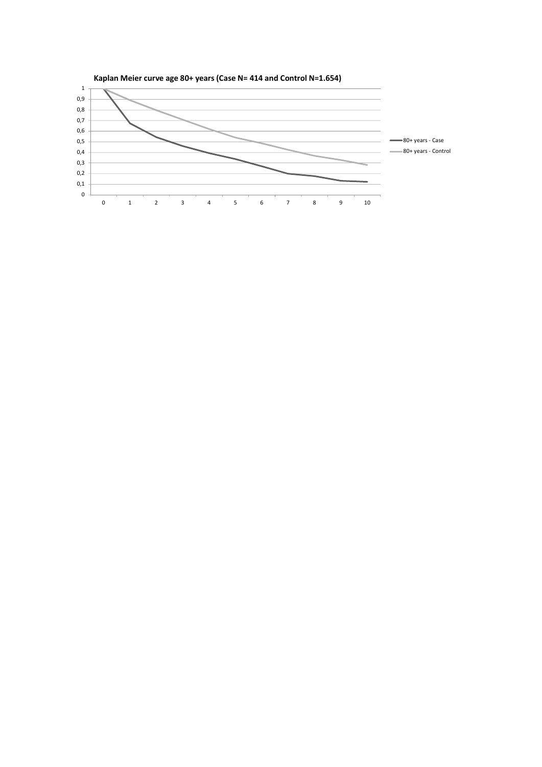**Kaplan Meier curve age 80+ years (Case N= 414 and Control N=1.654)**

1
0,9
0,8
0,7
0,6
0,5
0,4
0,3
0,2
0,1
0

0 1 2 3 4 5 6 7 8 9 10

80+ years - Case
80+ years - Control